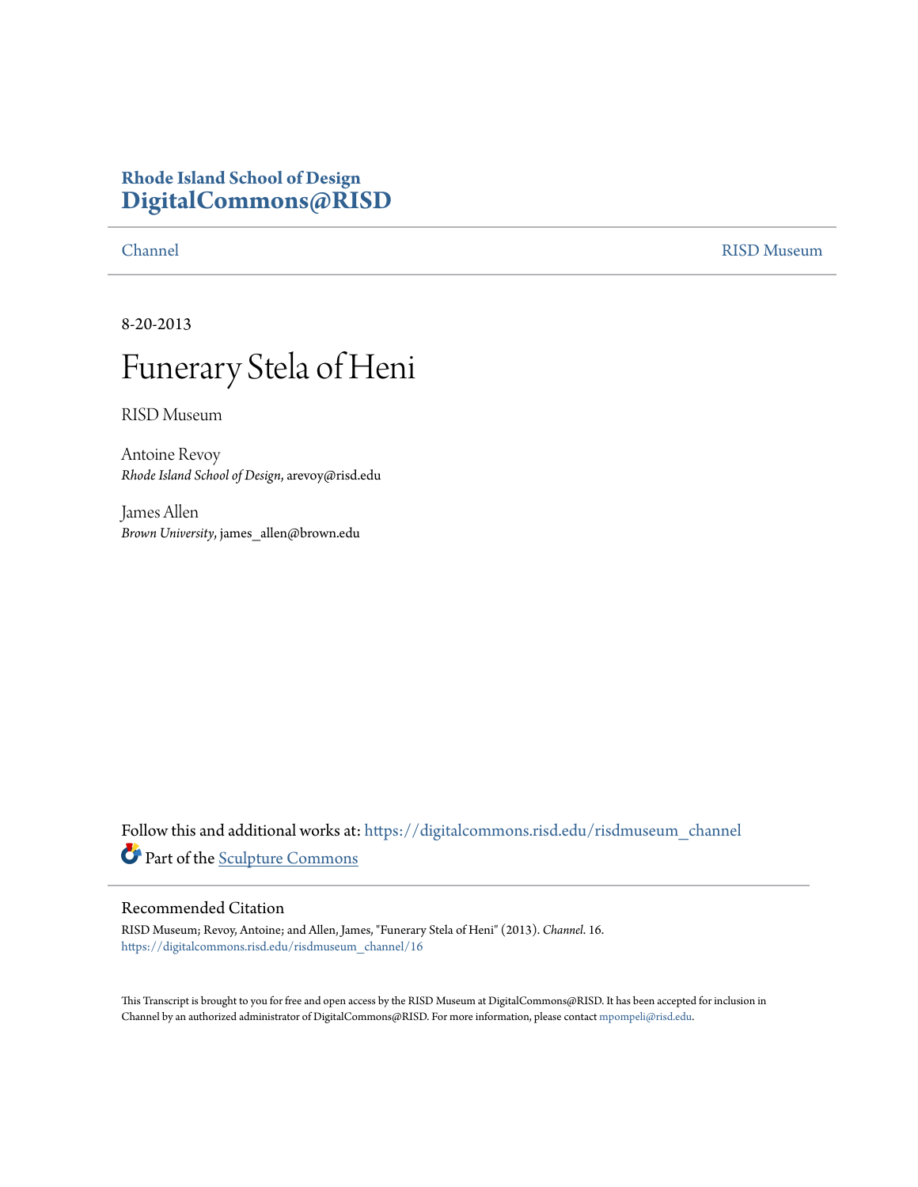**Rhode Island School of Design**
**DigitalCommons@RISD**

Channel — RISD Museum

8-20-2013

# Funerary Stela of Heni

RISD Museum

Antoine Revoy
*Rhode Island School of Design*, arevoy@risd.edu

James Allen
*Brown University*, james_allen@brown.edu

Follow this and additional works at: https://digitalcommons.risd.edu/risdmuseum_channel

Part of the Sculpture Commons

## Recommended Citation

RISD Museum; Revoy, Antoine; and Allen, James, "Funerary Stela of Heni" (2013). *Channel*. 16.
https://digitalcommons.risd.edu/risdmuseum_channel/16

This Transcript is brought to you for free and open access by the RISD Museum at DigitalCommons@RISD. It has been accepted for inclusion in Channel by an authorized administrator of DigitalCommons@RISD. For more information, please contact mpompeli@risd.edu.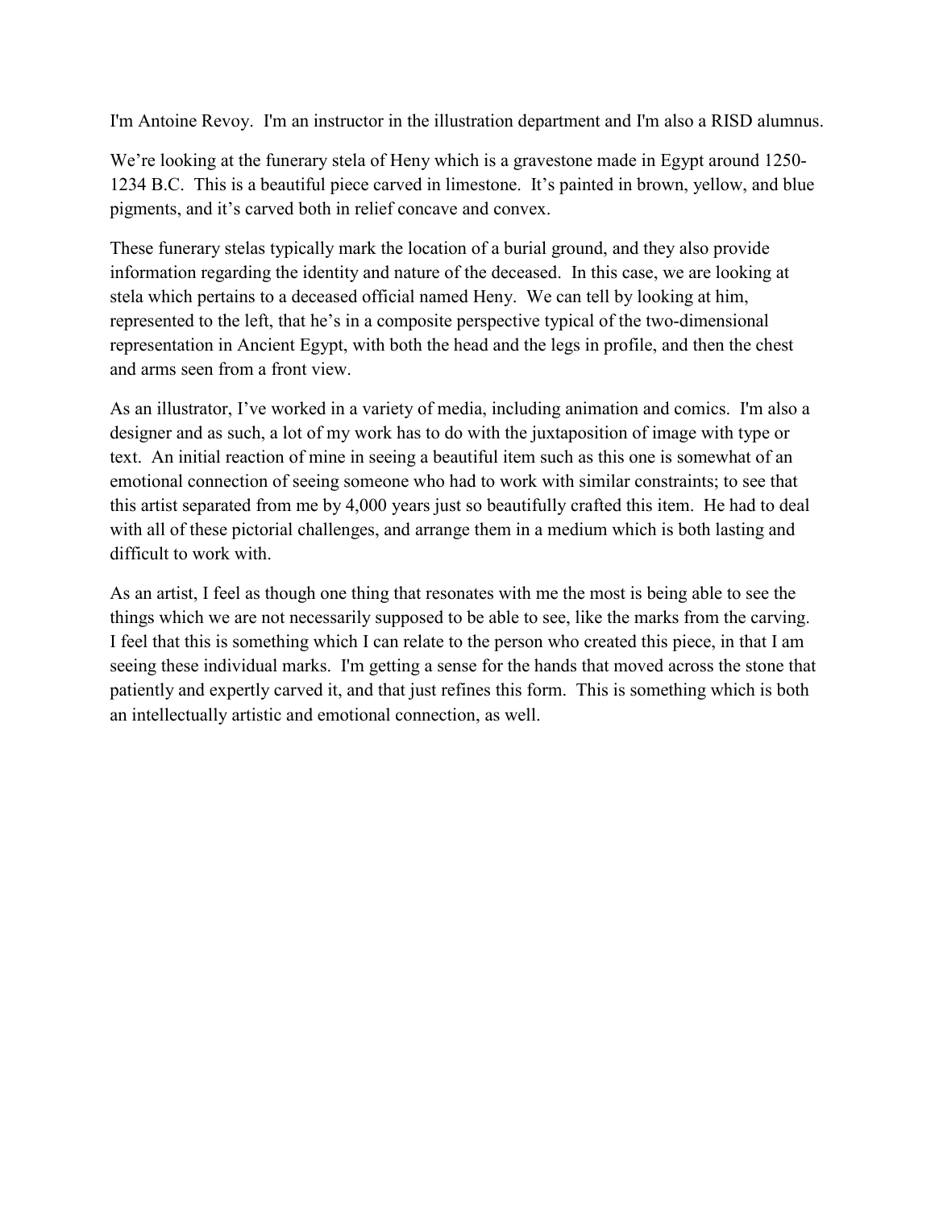I'm Antoine Revoy. I'm an instructor in the illustration department and I'm also a RISD alumnus.

We're looking at the funerary stela of Heny which is a gravestone made in Egypt around 1250-1234 B.C. This is a beautiful piece carved in limestone. It's painted in brown, yellow, and blue pigments, and it's carved both in relief concave and convex.

These funerary stelas typically mark the location of a burial ground, and they also provide information regarding the identity and nature of the deceased. In this case, we are looking at stela which pertains to a deceased official named Heny. We can tell by looking at him, represented to the left, that he's in a composite perspective typical of the two-dimensional representation in Ancient Egypt, with both the head and the legs in profile, and then the chest and arms seen from a front view.

As an illustrator, I've worked in a variety of media, including animation and comics. I'm also a designer and as such, a lot of my work has to do with the juxtaposition of image with type or text. An initial reaction of mine in seeing a beautiful item such as this one is somewhat of an emotional connection of seeing someone who had to work with similar constraints; to see that this artist separated from me by 4,000 years just so beautifully crafted this item. He had to deal with all of these pictorial challenges, and arrange them in a medium which is both lasting and difficult to work with.

As an artist, I feel as though one thing that resonates with me the most is being able to see the things which we are not necessarily supposed to be able to see, like the marks from the carving. I feel that this is something which I can relate to the person who created this piece, in that I am seeing these individual marks. I'm getting a sense for the hands that moved across the stone that patiently and expertly carved it, and that just refines this form. This is something which is both an intellectually artistic and emotional connection, as well.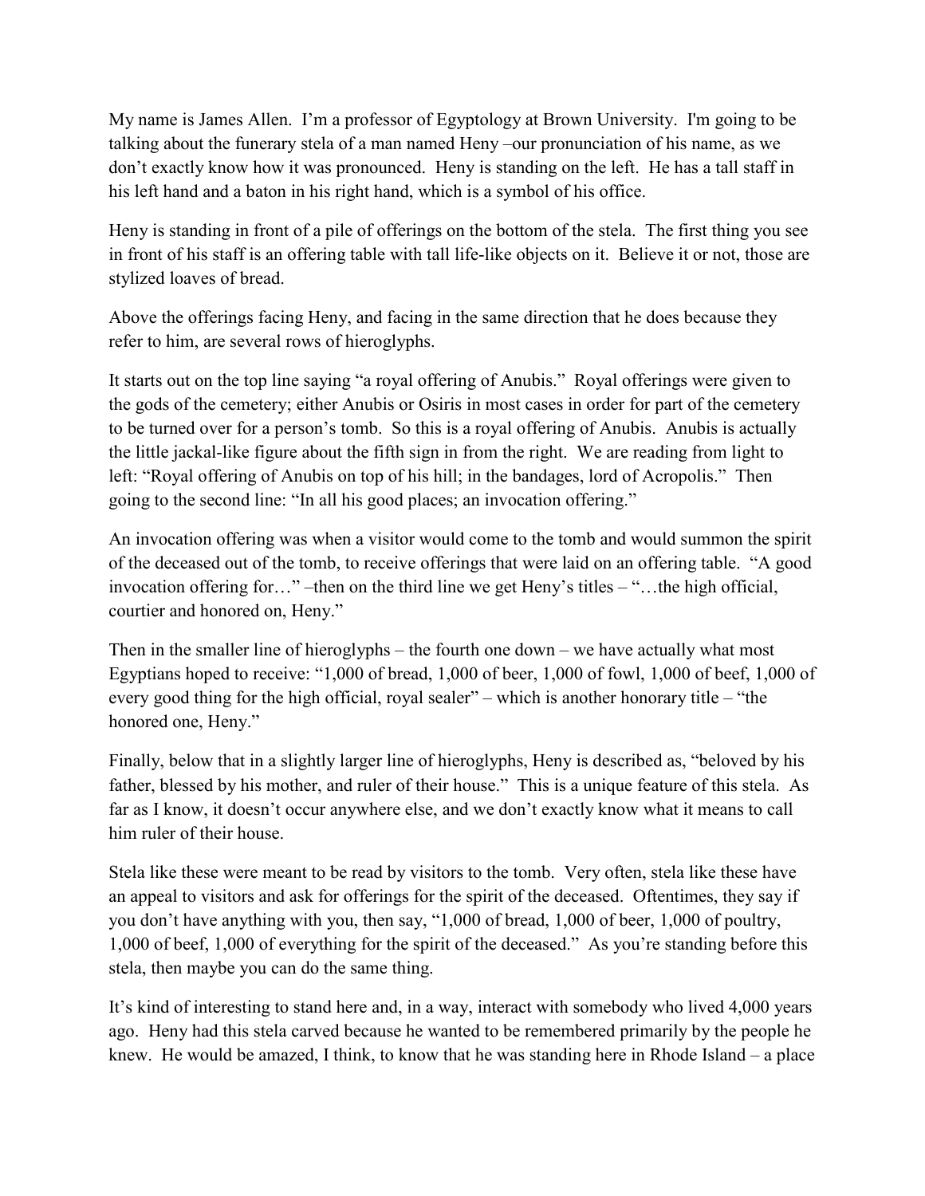My name is James Allen. I'm a professor of Egyptology at Brown University. I'm going to be talking about the funerary stela of a man named Heny –our pronunciation of his name, as we don't exactly know how it was pronounced. Heny is standing on the left. He has a tall staff in his left hand and a baton in his right hand, which is a symbol of his office.

Heny is standing in front of a pile of offerings on the bottom of the stela. The first thing you see in front of his staff is an offering table with tall life-like objects on it. Believe it or not, those are stylized loaves of bread.

Above the offerings facing Heny, and facing in the same direction that he does because they refer to him, are several rows of hieroglyphs.

It starts out on the top line saying "a royal offering of Anubis." Royal offerings were given to the gods of the cemetery; either Anubis or Osiris in most cases in order for part of the cemetery to be turned over for a person's tomb. So this is a royal offering of Anubis. Anubis is actually the little jackal-like figure about the fifth sign in from the right. We are reading from light to left: "Royal offering of Anubis on top of his hill; in the bandages, lord of Acropolis." Then going to the second line: "In all his good places; an invocation offering."

An invocation offering was when a visitor would come to the tomb and would summon the spirit of the deceased out of the tomb, to receive offerings that were laid on an offering table. "A good invocation offering for…" –then on the third line we get Heny's titles – "…the high official, courtier and honored on, Heny."

Then in the smaller line of hieroglyphs – the fourth one down – we have actually what most Egyptians hoped to receive: "1,000 of bread, 1,000 of beer, 1,000 of fowl, 1,000 of beef, 1,000 of every good thing for the high official, royal sealer" – which is another honorary title – "the honored one, Heny."

Finally, below that in a slightly larger line of hieroglyphs, Heny is described as, "beloved by his father, blessed by his mother, and ruler of their house." This is a unique feature of this stela. As far as I know, it doesn't occur anywhere else, and we don't exactly know what it means to call him ruler of their house.

Stela like these were meant to be read by visitors to the tomb. Very often, stela like these have an appeal to visitors and ask for offerings for the spirit of the deceased. Oftentimes, they say if you don't have anything with you, then say, "1,000 of bread, 1,000 of beer, 1,000 of poultry, 1,000 of beef, 1,000 of everything for the spirit of the deceased." As you're standing before this stela, then maybe you can do the same thing.

It's kind of interesting to stand here and, in a way, interact with somebody who lived 4,000 years ago. Heny had this stela carved because he wanted to be remembered primarily by the people he knew. He would be amazed, I think, to know that he was standing here in Rhode Island – a place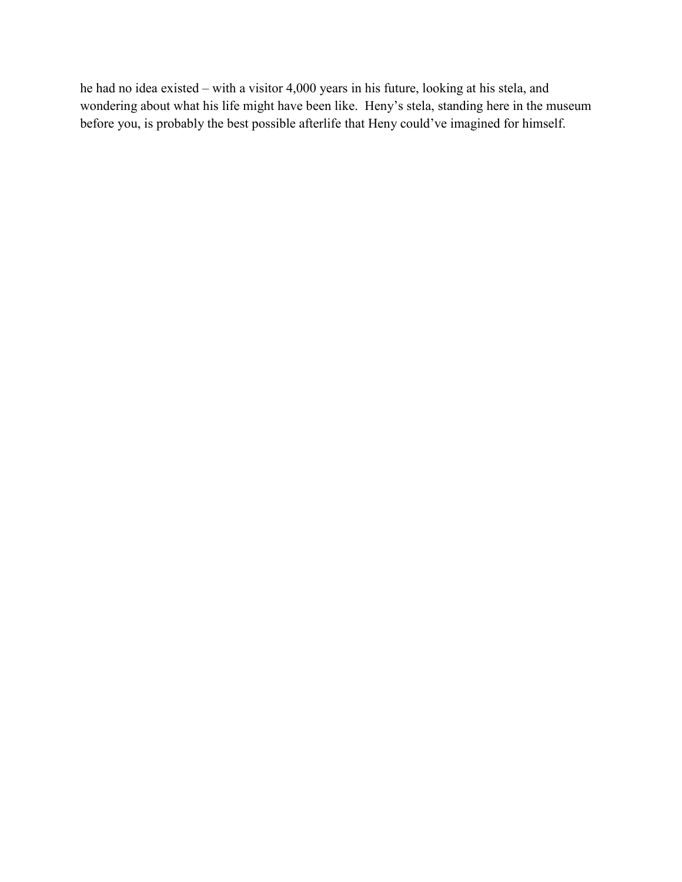he had no idea existed – with a visitor 4,000 years in his future, looking at his stela, and wondering about what his life might have been like. Heny's stela, standing here in the museum before you, is probably the best possible afterlife that Heny could've imagined for himself.